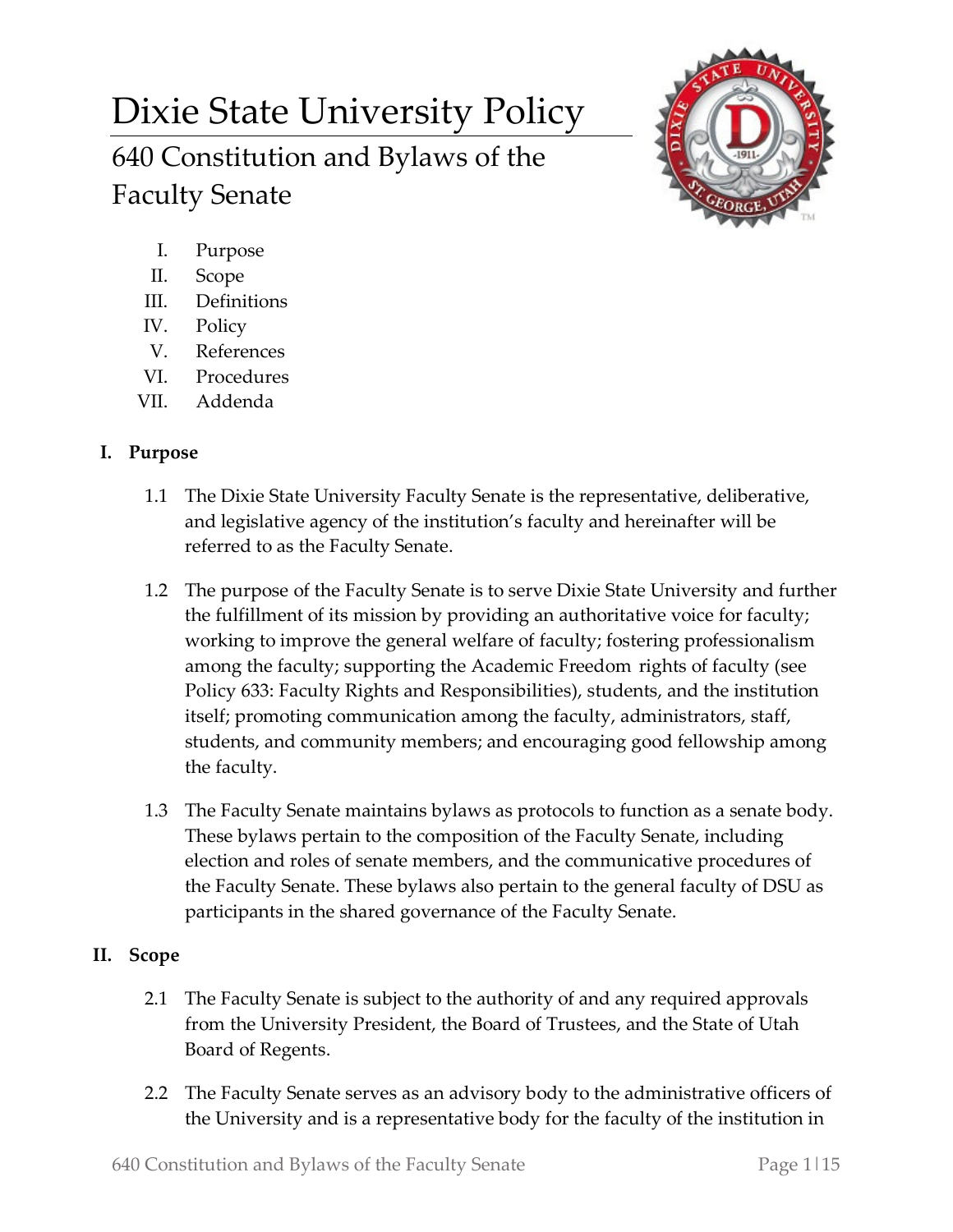# Dixie State University Policy

## 640 Constitution and Bylaws of the Faculty Senate

I. Purpose
II. Scope
III. Definitions
IV. Policy
V. References
VI. Procedures
VII. Addenda

### I. Purpose

1.1 The Dixie State University Faculty Senate is the representative, deliberative, and legislative agency of the institution's faculty and hereinafter will be referred to as the Faculty Senate.

1.2 The purpose of the Faculty Senate is to serve Dixie State University and further the fulfillment of its mission by providing an authoritative voice for faculty; working to improve the general welfare of faculty; fostering professionalism among the faculty; supporting the Academic Freedom rights of faculty (see Policy 633: Faculty Rights and Responsibilities), students, and the institution itself; promoting communication among the faculty, administrators, staff, students, and community members; and encouraging good fellowship among the faculty.

1.3 The Faculty Senate maintains bylaws as protocols to function as a senate body. These bylaws pertain to the composition of the Faculty Senate, including election and roles of senate members, and the communicative procedures of the Faculty Senate. These bylaws also pertain to the general faculty of DSU as participants in the shared governance of the Faculty Senate.

### II. Scope

2.1 The Faculty Senate is subject to the authority of and any required approvals from the University President, the Board of Trustees, and the State of Utah Board of Regents.

2.2 The Faculty Senate serves as an advisory body to the administrative officers of the University and is a representative body for the faculty of the institution in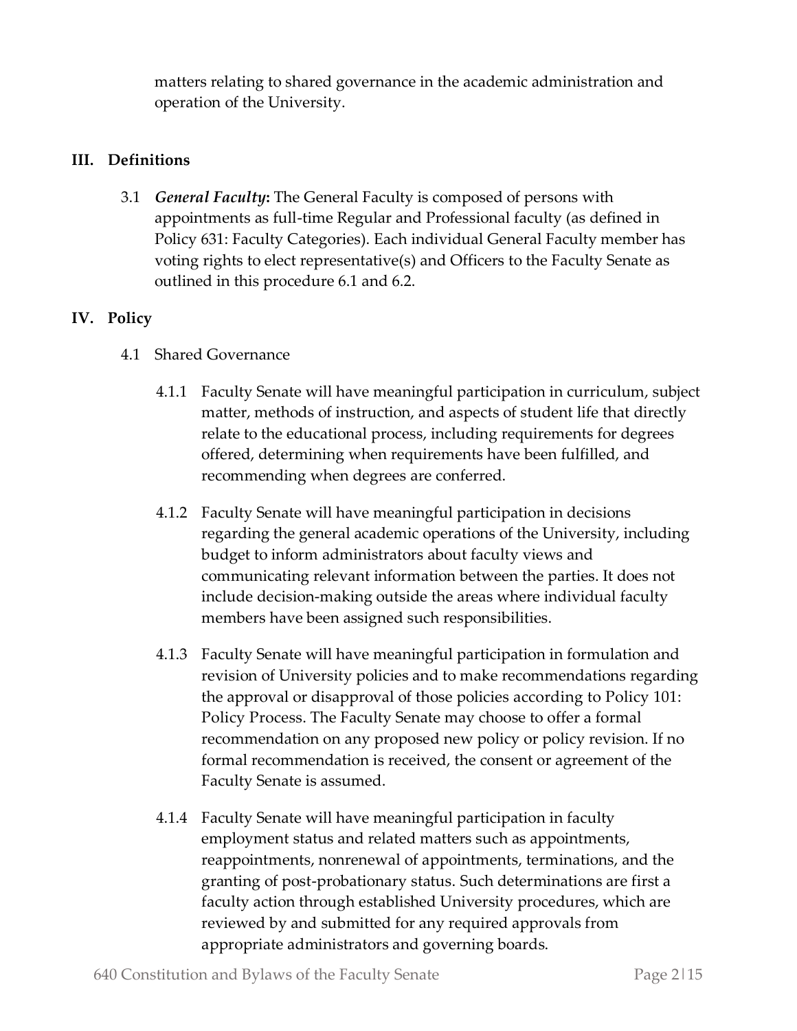matters relating to shared governance in the academic administration and operation of the University.

## III. Definitions

3.1 ***General Faculty*:** The General Faculty is composed of persons with appointments as full-time Regular and Professional faculty (as defined in Policy 631: Faculty Categories). Each individual General Faculty member has voting rights to elect representative(s) and Officers to the Faculty Senate as outlined in this procedure 6.1 and 6.2.

## IV. Policy

4.1 Shared Governance

4.1.1 Faculty Senate will have meaningful participation in curriculum, subject matter, methods of instruction, and aspects of student life that directly relate to the educational process, including requirements for degrees offered, determining when requirements have been fulfilled, and recommending when degrees are conferred.

4.1.2 Faculty Senate will have meaningful participation in decisions regarding the general academic operations of the University, including budget to inform administrators about faculty views and communicating relevant information between the parties. It does not include decision-making outside the areas where individual faculty members have been assigned such responsibilities.

4.1.3 Faculty Senate will have meaningful participation in formulation and revision of University policies and to make recommendations regarding the approval or disapproval of those policies according to Policy 101: Policy Process. The Faculty Senate may choose to offer a formal recommendation on any proposed new policy or policy revision. If no formal recommendation is received, the consent or agreement of the Faculty Senate is assumed.

4.1.4 Faculty Senate will have meaningful participation in faculty employment status and related matters such as appointments, reappointments, nonrenewal of appointments, terminations, and the granting of post-probationary status. Such determinations are first a faculty action through established University procedures, which are reviewed by and submitted for any required approvals from appropriate administrators and governing boards.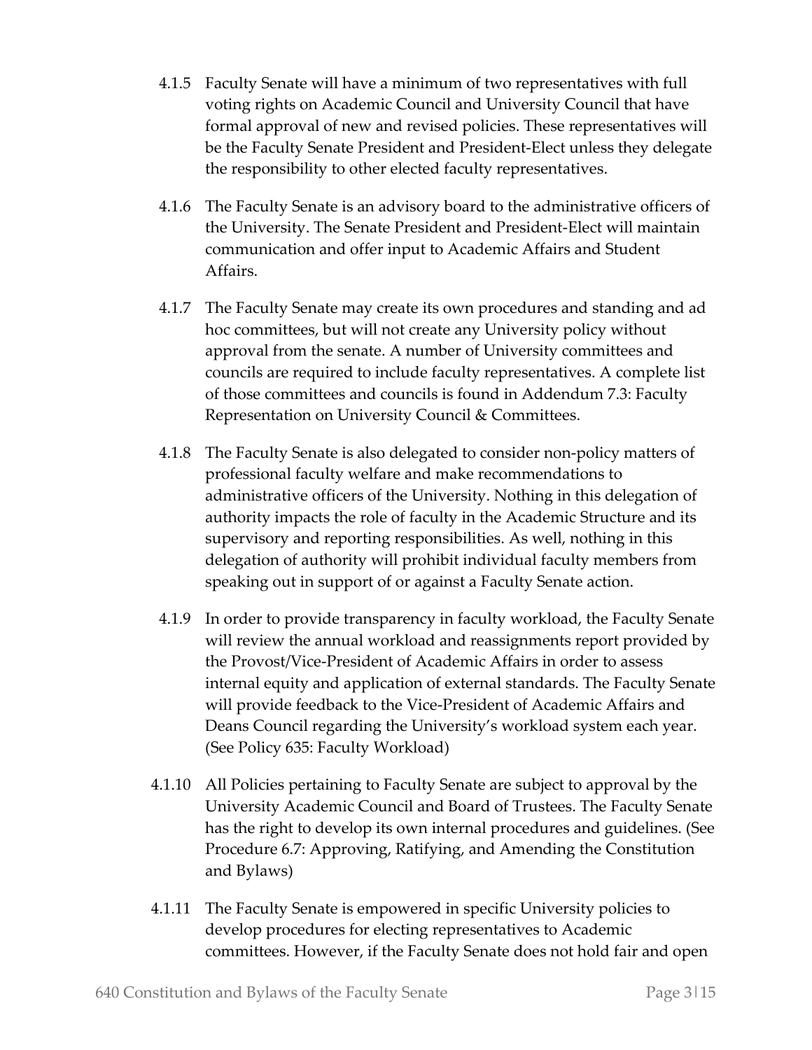4.1.5 Faculty Senate will have a minimum of two representatives with full voting rights on Academic Council and University Council that have formal approval of new and revised policies. These representatives will be the Faculty Senate President and President-Elect unless they delegate the responsibility to other elected faculty representatives.

4.1.6 The Faculty Senate is an advisory board to the administrative officers of the University. The Senate President and President-Elect will maintain communication and offer input to Academic Affairs and Student Affairs.

4.1.7 The Faculty Senate may create its own procedures and standing and ad hoc committees, but will not create any University policy without approval from the senate. A number of University committees and councils are required to include faculty representatives. A complete list of those committees and councils is found in Addendum 7.3: Faculty Representation on University Council & Committees.

4.1.8 The Faculty Senate is also delegated to consider non-policy matters of professional faculty welfare and make recommendations to administrative officers of the University. Nothing in this delegation of authority impacts the role of faculty in the Academic Structure and its supervisory and reporting responsibilities. As well, nothing in this delegation of authority will prohibit individual faculty members from speaking out in support of or against a Faculty Senate action.

4.1.9 In order to provide transparency in faculty workload, the Faculty Senate will review the annual workload and reassignments report provided by the Provost/Vice-President of Academic Affairs in order to assess internal equity and application of external standards. The Faculty Senate will provide feedback to the Vice-President of Academic Affairs and Deans Council regarding the University's workload system each year. (See Policy 635: Faculty Workload)

4.1.10 All Policies pertaining to Faculty Senate are subject to approval by the University Academic Council and Board of Trustees. The Faculty Senate has the right to develop its own internal procedures and guidelines. (See Procedure 6.7: Approving, Ratifying, and Amending the Constitution and Bylaws)

4.1.11 The Faculty Senate is empowered in specific University policies to develop procedures for electing representatives to Academic committees. However, if the Faculty Senate does not hold fair and open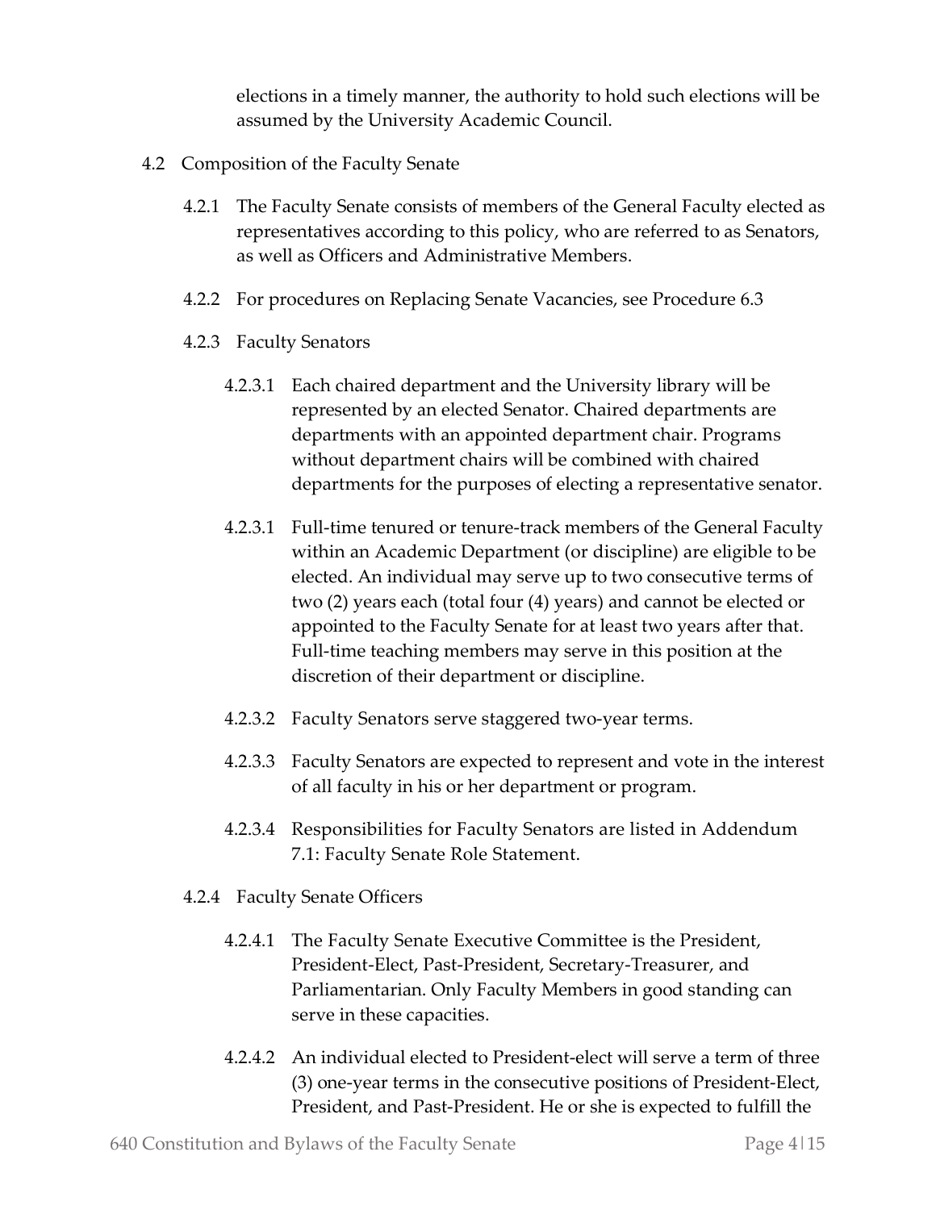elections in a timely manner, the authority to hold such elections will be assumed by the University Academic Council.

4.2 Composition of the Faculty Senate

4.2.1 The Faculty Senate consists of members of the General Faculty elected as representatives according to this policy, who are referred to as Senators, as well as Officers and Administrative Members.

4.2.2 For procedures on Replacing Senate Vacancies, see Procedure 6.3

4.2.3 Faculty Senators

4.2.3.1 Each chaired department and the University library will be represented by an elected Senator. Chaired departments are departments with an appointed department chair. Programs without department chairs will be combined with chaired departments for the purposes of electing a representative senator.

4.2.3.1 Full-time tenured or tenure-track members of the General Faculty within an Academic Department (or discipline) are eligible to be elected. An individual may serve up to two consecutive terms of two (2) years each (total four (4) years) and cannot be elected or appointed to the Faculty Senate for at least two years after that. Full-time teaching members may serve in this position at the discretion of their department or discipline.

4.2.3.2 Faculty Senators serve staggered two-year terms.

4.2.3.3 Faculty Senators are expected to represent and vote in the interest of all faculty in his or her department or program.

4.2.3.4 Responsibilities for Faculty Senators are listed in Addendum 7.1: Faculty Senate Role Statement.

4.2.4 Faculty Senate Officers

4.2.4.1 The Faculty Senate Executive Committee is the President, President-Elect, Past-President, Secretary-Treasurer, and Parliamentarian. Only Faculty Members in good standing can serve in these capacities.

4.2.4.2 An individual elected to President-elect will serve a term of three (3) one-year terms in the consecutive positions of President-Elect, President, and Past-President. He or she is expected to fulfill the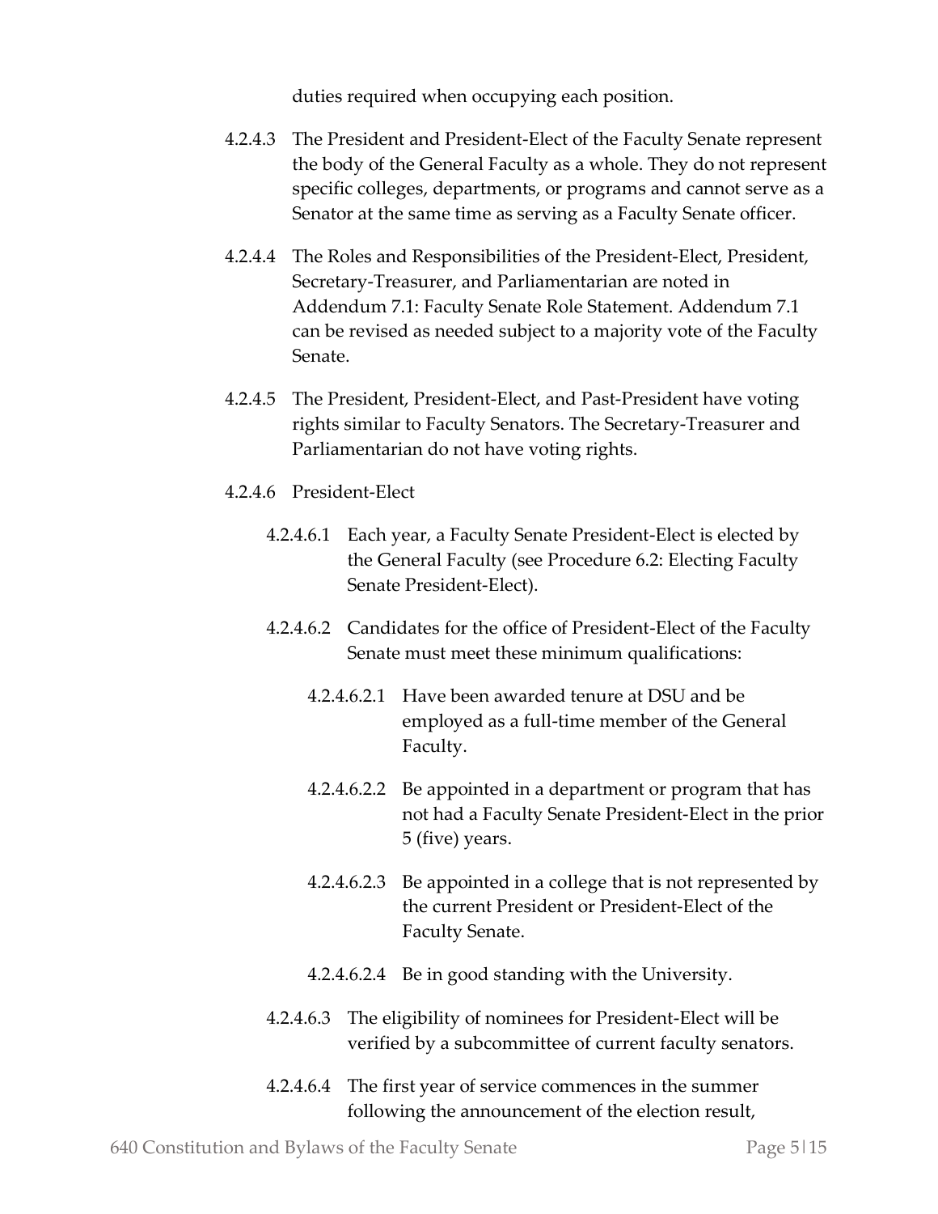duties required when occupying each position.

4.2.4.3 The President and President-Elect of the Faculty Senate represent the body of the General Faculty as a whole. They do not represent specific colleges, departments, or programs and cannot serve as a Senator at the same time as serving as a Faculty Senate officer.

4.2.4.4 The Roles and Responsibilities of the President-Elect, President, Secretary-Treasurer, and Parliamentarian are noted in Addendum 7.1: Faculty Senate Role Statement. Addendum 7.1 can be revised as needed subject to a majority vote of the Faculty Senate.

4.2.4.5 The President, President-Elect, and Past-President have voting rights similar to Faculty Senators. The Secretary-Treasurer and Parliamentarian do not have voting rights.

4.2.4.6 President-Elect

4.2.4.6.1 Each year, a Faculty Senate President-Elect is elected by the General Faculty (see Procedure 6.2: Electing Faculty Senate President-Elect).

4.2.4.6.2 Candidates for the office of President-Elect of the Faculty Senate must meet these minimum qualifications:

4.2.4.6.2.1 Have been awarded tenure at DSU and be employed as a full-time member of the General Faculty.

4.2.4.6.2.2 Be appointed in a department or program that has not had a Faculty Senate President-Elect in the prior 5 (five) years.

4.2.4.6.2.3 Be appointed in a college that is not represented by the current President or President-Elect of the Faculty Senate.

4.2.4.6.2.4 Be in good standing with the University.

4.2.4.6.3 The eligibility of nominees for President-Elect will be verified by a subcommittee of current faculty senators.

4.2.4.6.4 The first year of service commences in the summer following the announcement of the election result,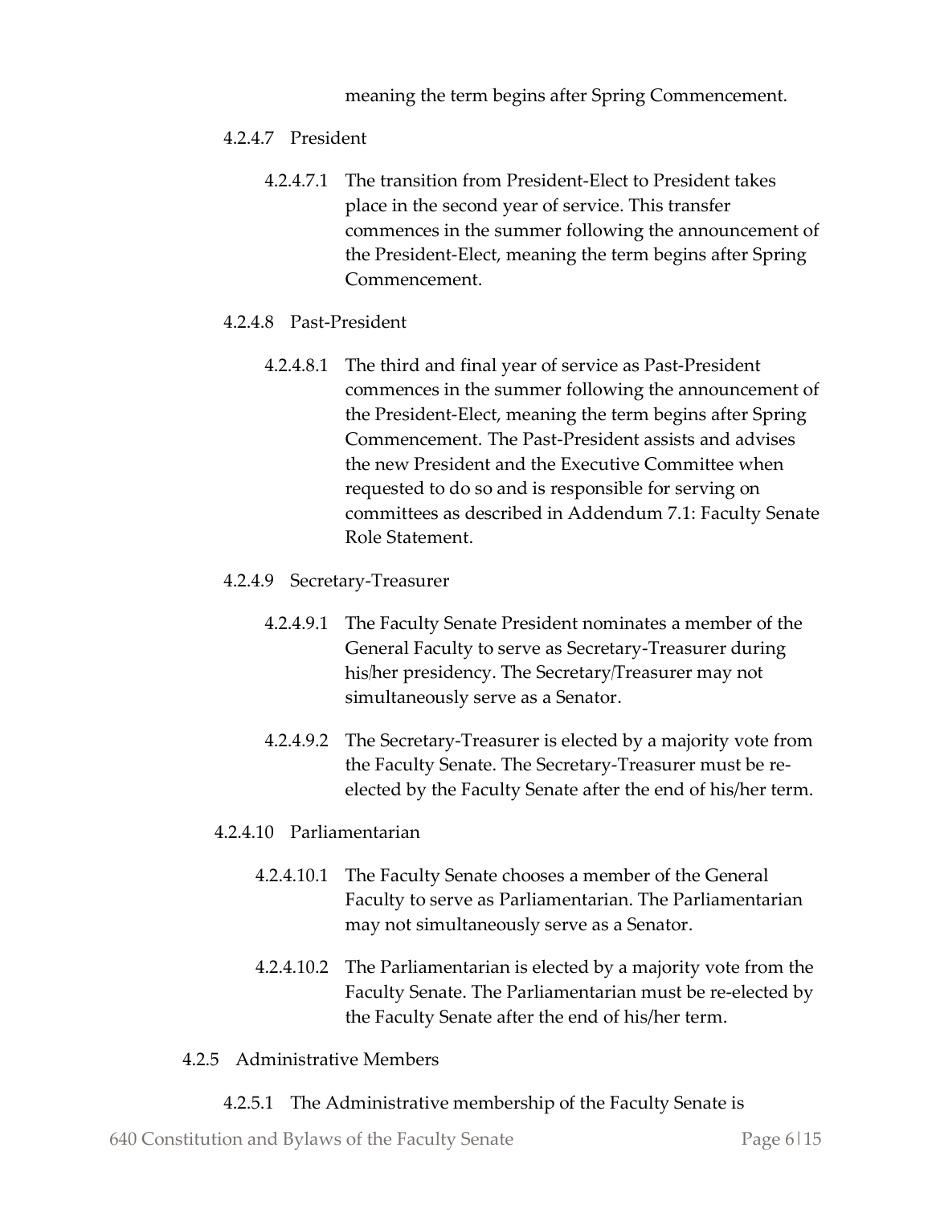meaning the term begins after Spring Commencement.

4.2.4.7 President

4.2.4.7.1 The transition from President-Elect to President takes place in the second year of service. This transfer commences in the summer following the announcement of the President-Elect, meaning the term begins after Spring Commencement.

4.2.4.8 Past-President

4.2.4.8.1 The third and final year of service as Past-President commences in the summer following the announcement of the President-Elect, meaning the term begins after Spring Commencement. The Past-President assists and advises the new President and the Executive Committee when requested to do so and is responsible for serving on committees as described in Addendum 7.1: Faculty Senate Role Statement.

4.2.4.9 Secretary-Treasurer

4.2.4.9.1 The Faculty Senate President nominates a member of the General Faculty to serve as Secretary-Treasurer during his/her presidency. The Secretary/Treasurer may not simultaneously serve as a Senator.

4.2.4.9.2 The Secretary-Treasurer is elected by a majority vote from the Faculty Senate. The Secretary-Treasurer must be re-elected by the Faculty Senate after the end of his/her term.

4.2.4.10 Parliamentarian

4.2.4.10.1 The Faculty Senate chooses a member of the General Faculty to serve as Parliamentarian. The Parliamentarian may not simultaneously serve as a Senator.

4.2.4.10.2 The Parliamentarian is elected by a majority vote from the Faculty Senate. The Parliamentarian must be re-elected by the Faculty Senate after the end of his/her term.

4.2.5 Administrative Members

4.2.5.1 The Administrative membership of the Faculty Senate is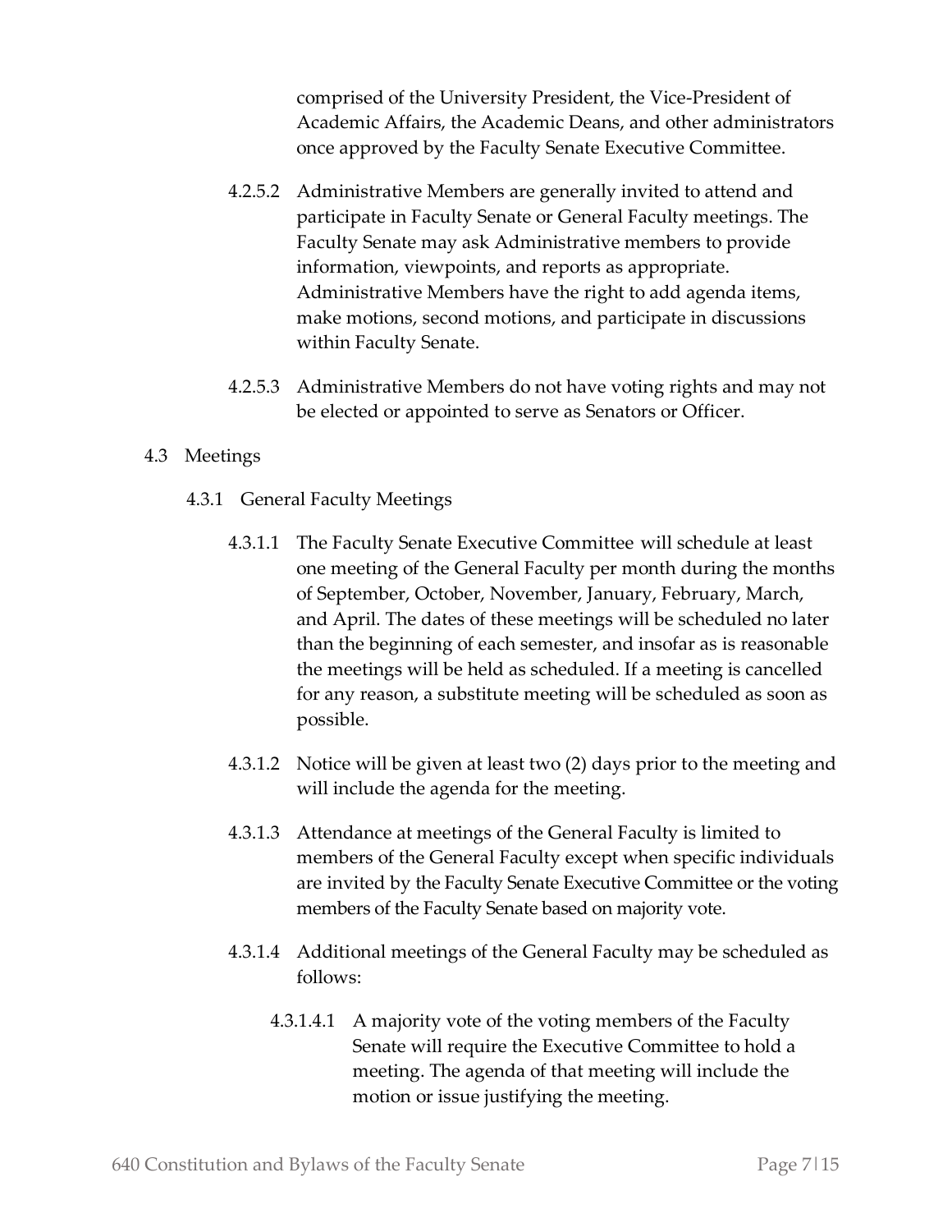comprised of the University President, the Vice-President of Academic Affairs, the Academic Deans, and other administrators once approved by the Faculty Senate Executive Committee.

4.2.5.2 Administrative Members are generally invited to attend and participate in Faculty Senate or General Faculty meetings. The Faculty Senate may ask Administrative members to provide information, viewpoints, and reports as appropriate. Administrative Members have the right to add agenda items, make motions, second motions, and participate in discussions within Faculty Senate.

4.2.5.3 Administrative Members do not have voting rights and may not be elected or appointed to serve as Senators or Officer.

## 4.3 Meetings

### 4.3.1 General Faculty Meetings

4.3.1.1 The Faculty Senate Executive Committee will schedule at least one meeting of the General Faculty per month during the months of September, October, November, January, February, March, and April. The dates of these meetings will be scheduled no later than the beginning of each semester, and insofar as is reasonable the meetings will be held as scheduled. If a meeting is cancelled for any reason, a substitute meeting will be scheduled as soon as possible.

4.3.1.2 Notice will be given at least two (2) days prior to the meeting and will include the agenda for the meeting.

4.3.1.3 Attendance at meetings of the General Faculty is limited to members of the General Faculty except when specific individuals are invited by the Faculty Senate Executive Committee or the voting members of the Faculty Senate based on majority vote.

4.3.1.4 Additional meetings of the General Faculty may be scheduled as follows:

4.3.1.4.1 A majority vote of the voting members of the Faculty Senate will require the Executive Committee to hold a meeting. The agenda of that meeting will include the motion or issue justifying the meeting.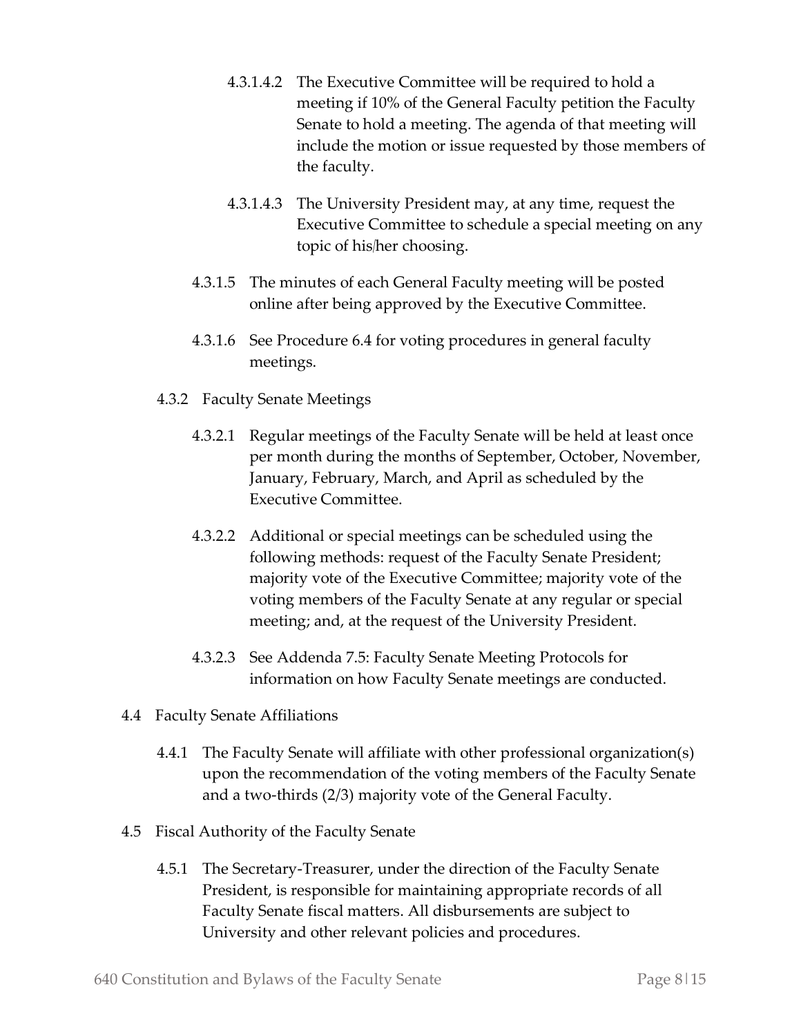4.3.1.4.2 The Executive Committee will be required to hold a meeting if 10% of the General Faculty petition the Faculty Senate to hold a meeting. The agenda of that meeting will include the motion or issue requested by those members of the faculty.

4.3.1.4.3 The University President may, at any time, request the Executive Committee to schedule a special meeting on any topic of his/her choosing.

4.3.1.5 The minutes of each General Faculty meeting will be posted online after being approved by the Executive Committee.

4.3.1.6 See Procedure 6.4 for voting procedures in general faculty meetings.

4.3.2 Faculty Senate Meetings

4.3.2.1 Regular meetings of the Faculty Senate will be held at least once per month during the months of September, October, November, January, February, March, and April as scheduled by the Executive Committee.

4.3.2.2 Additional or special meetings can be scheduled using the following methods: request of the Faculty Senate President; majority vote of the Executive Committee; majority vote of the voting members of the Faculty Senate at any regular or special meeting; and, at the request of the University President.

4.3.2.3 See Addenda 7.5: Faculty Senate Meeting Protocols for information on how Faculty Senate meetings are conducted.

4.4 Faculty Senate Affiliations

4.4.1 The Faculty Senate will affiliate with other professional organization(s) upon the recommendation of the voting members of the Faculty Senate and a two-thirds (2/3) majority vote of the General Faculty.

4.5 Fiscal Authority of the Faculty Senate

4.5.1 The Secretary-Treasurer, under the direction of the Faculty Senate President, is responsible for maintaining appropriate records of all Faculty Senate fiscal matters. All disbursements are subject to University and other relevant policies and procedures.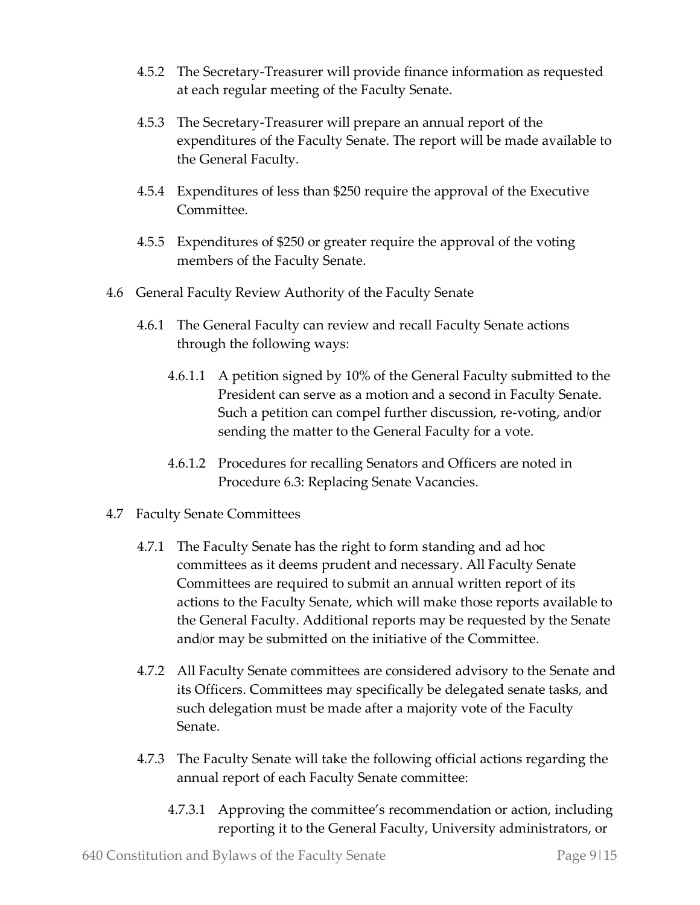4.5.2 The Secretary-Treasurer will provide finance information as requested at each regular meeting of the Faculty Senate.

4.5.3 The Secretary-Treasurer will prepare an annual report of the expenditures of the Faculty Senate. The report will be made available to the General Faculty.

4.5.4 Expenditures of less than $250 require the approval of the Executive Committee.

4.5.5 Expenditures of $250 or greater require the approval of the voting members of the Faculty Senate.

4.6 General Faculty Review Authority of the Faculty Senate

4.6.1 The General Faculty can review and recall Faculty Senate actions through the following ways:

4.6.1.1 A petition signed by 10% of the General Faculty submitted to the President can serve as a motion and a second in Faculty Senate. Such a petition can compel further discussion, re-voting, and/or sending the matter to the General Faculty for a vote.

4.6.1.2 Procedures for recalling Senators and Officers are noted in Procedure 6.3: Replacing Senate Vacancies.

4.7 Faculty Senate Committees

4.7.1 The Faculty Senate has the right to form standing and ad hoc committees as it deems prudent and necessary. All Faculty Senate Committees are required to submit an annual written report of its actions to the Faculty Senate, which will make those reports available to the General Faculty. Additional reports may be requested by the Senate and/or may be submitted on the initiative of the Committee.

4.7.2 All Faculty Senate committees are considered advisory to the Senate and its Officers. Committees may specifically be delegated senate tasks, and such delegation must be made after a majority vote of the Faculty Senate.

4.7.3 The Faculty Senate will take the following official actions regarding the annual report of each Faculty Senate committee:

4.7.3.1 Approving the committee's recommendation or action, including reporting it to the General Faculty, University administrators, or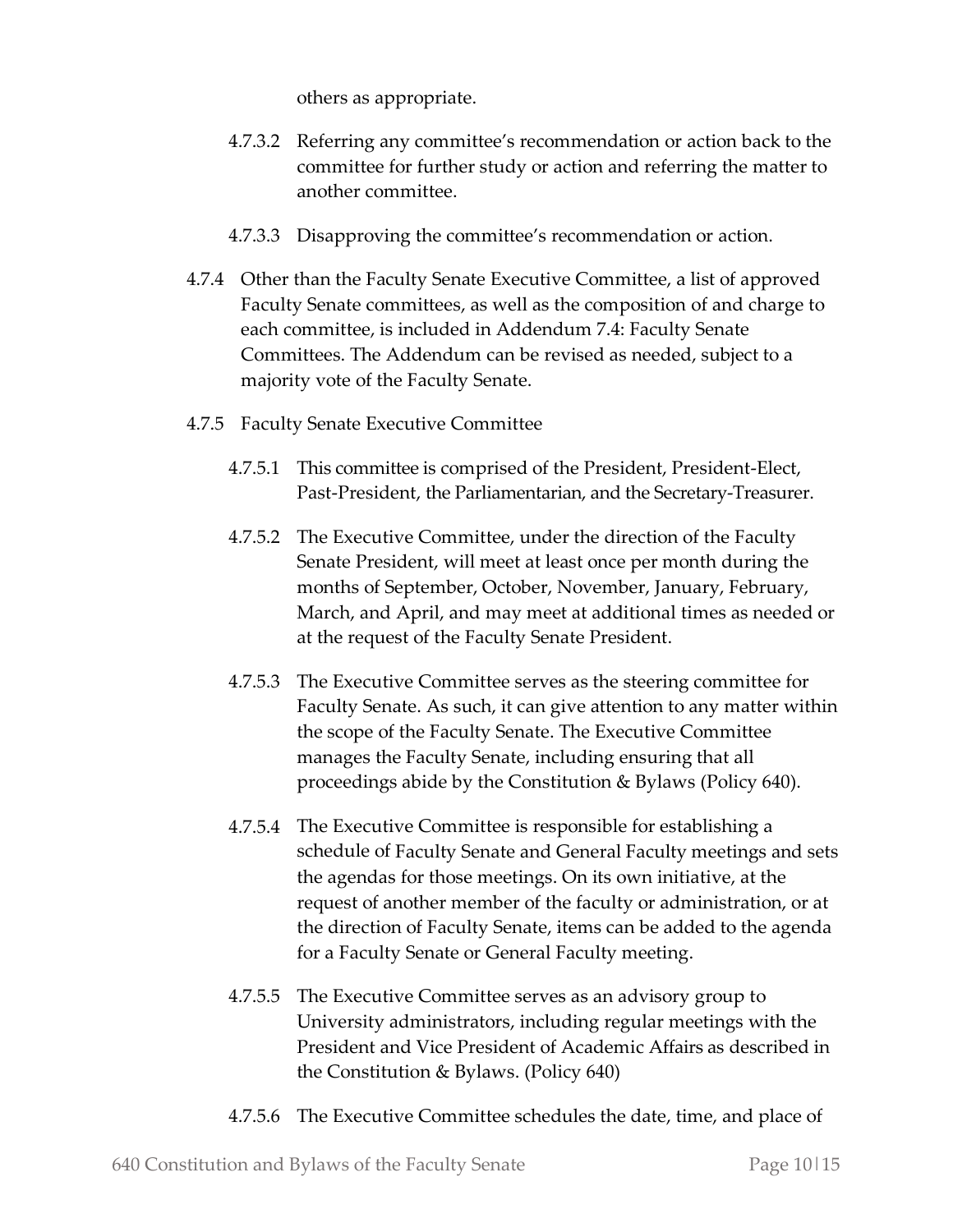others as appropriate.

4.7.3.2 Referring any committee's recommendation or action back to the committee for further study or action and referring the matter to another committee.

4.7.3.3 Disapproving the committee's recommendation or action.

4.7.4 Other than the Faculty Senate Executive Committee, a list of approved Faculty Senate committees, as well as the composition of and charge to each committee, is included in Addendum 7.4: Faculty Senate Committees. The Addendum can be revised as needed, subject to a majority vote of the Faculty Senate.

4.7.5 Faculty Senate Executive Committee

4.7.5.1 This committee is comprised of the President, President-Elect, Past-President, the Parliamentarian, and the Secretary-Treasurer.

4.7.5.2 The Executive Committee, under the direction of the Faculty Senate President, will meet at least once per month during the months of September, October, November, January, February, March, and April, and may meet at additional times as needed or at the request of the Faculty Senate President.

4.7.5.3 The Executive Committee serves as the steering committee for Faculty Senate. As such, it can give attention to any matter within the scope of the Faculty Senate. The Executive Committee manages the Faculty Senate, including ensuring that all proceedings abide by the Constitution & Bylaws (Policy 640).

4.7.5.4 The Executive Committee is responsible for establishing a schedule of Faculty Senate and General Faculty meetings and sets the agendas for those meetings. On its own initiative, at the request of another member of the faculty or administration, or at the direction of Faculty Senate, items can be added to the agenda for a Faculty Senate or General Faculty meeting.

4.7.5.5 The Executive Committee serves as an advisory group to University administrators, including regular meetings with the President and Vice President of Academic Affairs as described in the Constitution & Bylaws. (Policy 640)

4.7.5.6 The Executive Committee schedules the date, time, and place of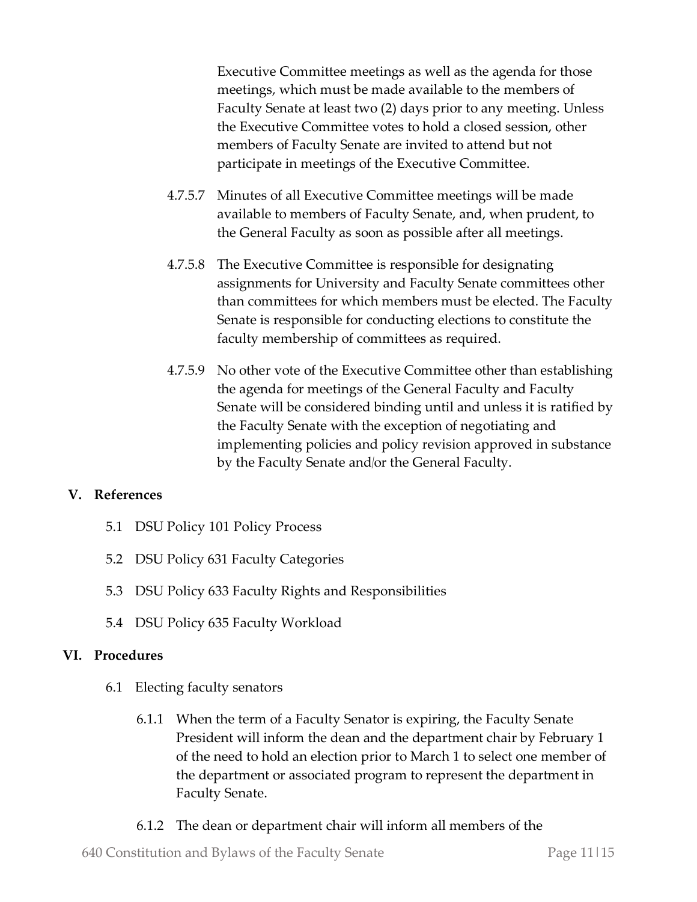Executive Committee meetings as well as the agenda for those meetings, which must be made available to the members of Faculty Senate at least two (2) days prior to any meeting. Unless the Executive Committee votes to hold a closed session, other members of Faculty Senate are invited to attend but not participate in meetings of the Executive Committee.

4.7.5.7 Minutes of all Executive Committee meetings will be made available to members of Faculty Senate, and, when prudent, to the General Faculty as soon as possible after all meetings.

4.7.5.8 The Executive Committee is responsible for designating assignments for University and Faculty Senate committees other than committees for which members must be elected. The Faculty Senate is responsible for conducting elections to constitute the faculty membership of committees as required.

4.7.5.9 No other vote of the Executive Committee other than establishing the agenda for meetings of the General Faculty and Faculty Senate will be considered binding until and unless it is ratified by the Faculty Senate with the exception of negotiating and implementing policies and policy revision approved in substance by the Faculty Senate and/or the General Faculty.

## V. References

5.1 DSU Policy 101 Policy Process

5.2 DSU Policy 631 Faculty Categories

5.3 DSU Policy 633 Faculty Rights and Responsibilities

5.4 DSU Policy 635 Faculty Workload

## VI. Procedures

6.1 Electing faculty senators

6.1.1 When the term of a Faculty Senator is expiring, the Faculty Senate President will inform the dean and the department chair by February 1 of the need to hold an election prior to March 1 to select one member of the department or associated program to represent the department in Faculty Senate.

6.1.2 The dean or department chair will inform all members of the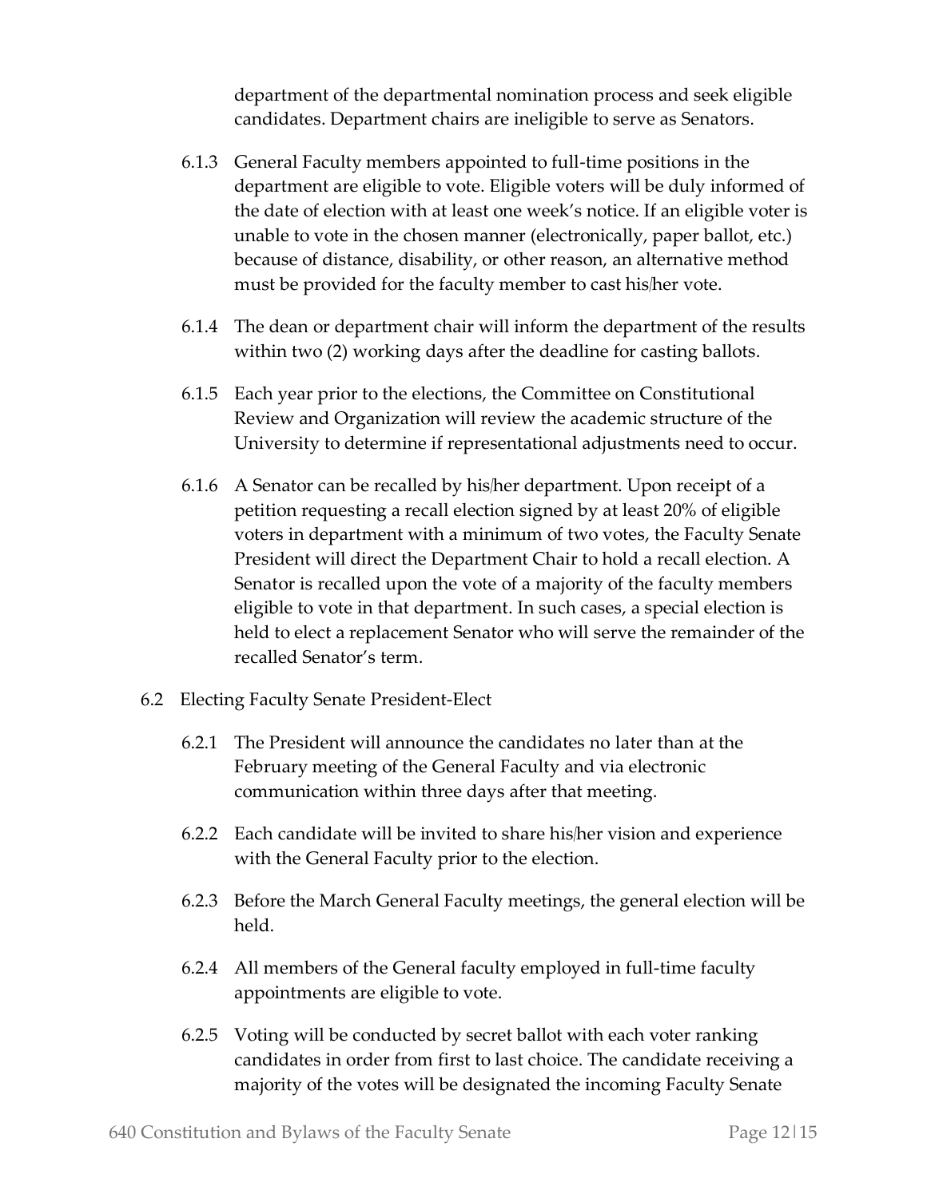department of the departmental nomination process and seek eligible candidates. Department chairs are ineligible to serve as Senators.

6.1.3 General Faculty members appointed to full-time positions in the department are eligible to vote. Eligible voters will be duly informed of the date of election with at least one week's notice. If an eligible voter is unable to vote in the chosen manner (electronically, paper ballot, etc.) because of distance, disability, or other reason, an alternative method must be provided for the faculty member to cast his/her vote.

6.1.4 The dean or department chair will inform the department of the results within two (2) working days after the deadline for casting ballots.

6.1.5 Each year prior to the elections, the Committee on Constitutional Review and Organization will review the academic structure of the University to determine if representational adjustments need to occur.

6.1.6 A Senator can be recalled by his/her department. Upon receipt of a petition requesting a recall election signed by at least 20% of eligible voters in department with a minimum of two votes, the Faculty Senate President will direct the Department Chair to hold a recall election. A Senator is recalled upon the vote of a majority of the faculty members eligible to vote in that department. In such cases, a special election is held to elect a replacement Senator who will serve the remainder of the recalled Senator's term.

6.2 Electing Faculty Senate President-Elect

6.2.1 The President will announce the candidates no later than at the February meeting of the General Faculty and via electronic communication within three days after that meeting.

6.2.2 Each candidate will be invited to share his/her vision and experience with the General Faculty prior to the election.

6.2.3 Before the March General Faculty meetings, the general election will be held.

6.2.4 All members of the General faculty employed in full-time faculty appointments are eligible to vote.

6.2.5 Voting will be conducted by secret ballot with each voter ranking candidates in order from first to last choice. The candidate receiving a majority of the votes will be designated the incoming Faculty Senate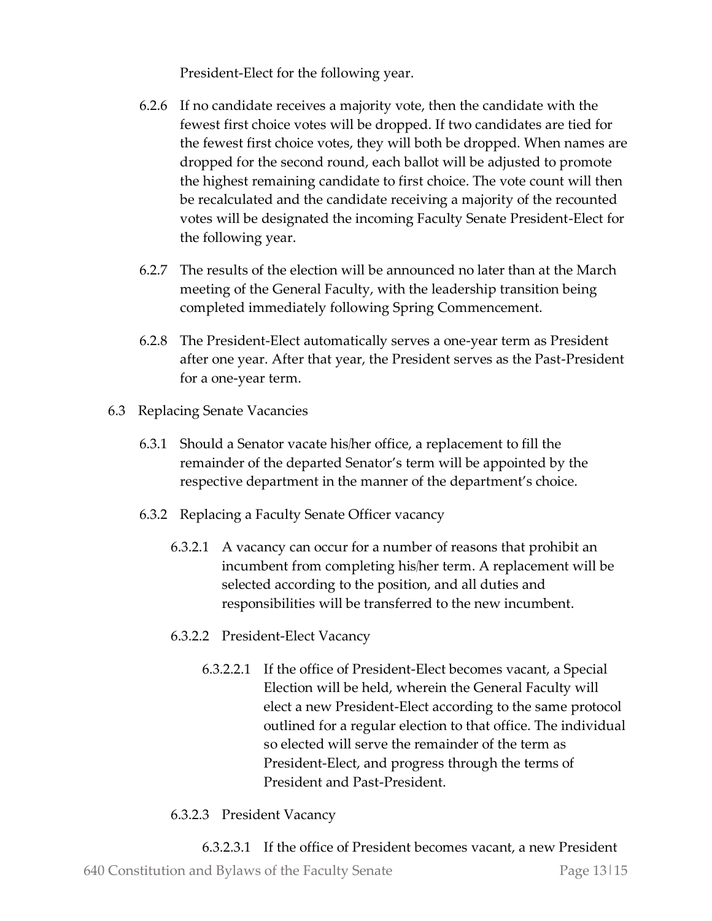President-Elect for the following year.

6.2.6 If no candidate receives a majority vote, then the candidate with the fewest first choice votes will be dropped. If two candidates are tied for the fewest first choice votes, they will both be dropped. When names are dropped for the second round, each ballot will be adjusted to promote the highest remaining candidate to first choice. The vote count will then be recalculated and the candidate receiving a majority of the recounted votes will be designated the incoming Faculty Senate President-Elect for the following year.

6.2.7 The results of the election will be announced no later than at the March meeting of the General Faculty, with the leadership transition being completed immediately following Spring Commencement.

6.2.8 The President-Elect automatically serves a one-year term as President after one year. After that year, the President serves as the Past-President for a one-year term.

6.3 Replacing Senate Vacancies

6.3.1 Should a Senator vacate his/her office, a replacement to fill the remainder of the departed Senator's term will be appointed by the respective department in the manner of the department's choice.

6.3.2 Replacing a Faculty Senate Officer vacancy

6.3.2.1 A vacancy can occur for a number of reasons that prohibit an incumbent from completing his/her term. A replacement will be selected according to the position, and all duties and responsibilities will be transferred to the new incumbent.

6.3.2.2 President-Elect Vacancy

6.3.2.2.1 If the office of President-Elect becomes vacant, a Special Election will be held, wherein the General Faculty will elect a new President-Elect according to the same protocol outlined for a regular election to that office. The individual so elected will serve the remainder of the term as President-Elect, and progress through the terms of President and Past-President.

6.3.2.3 President Vacancy

6.3.2.3.1 If the office of President becomes vacant, a new President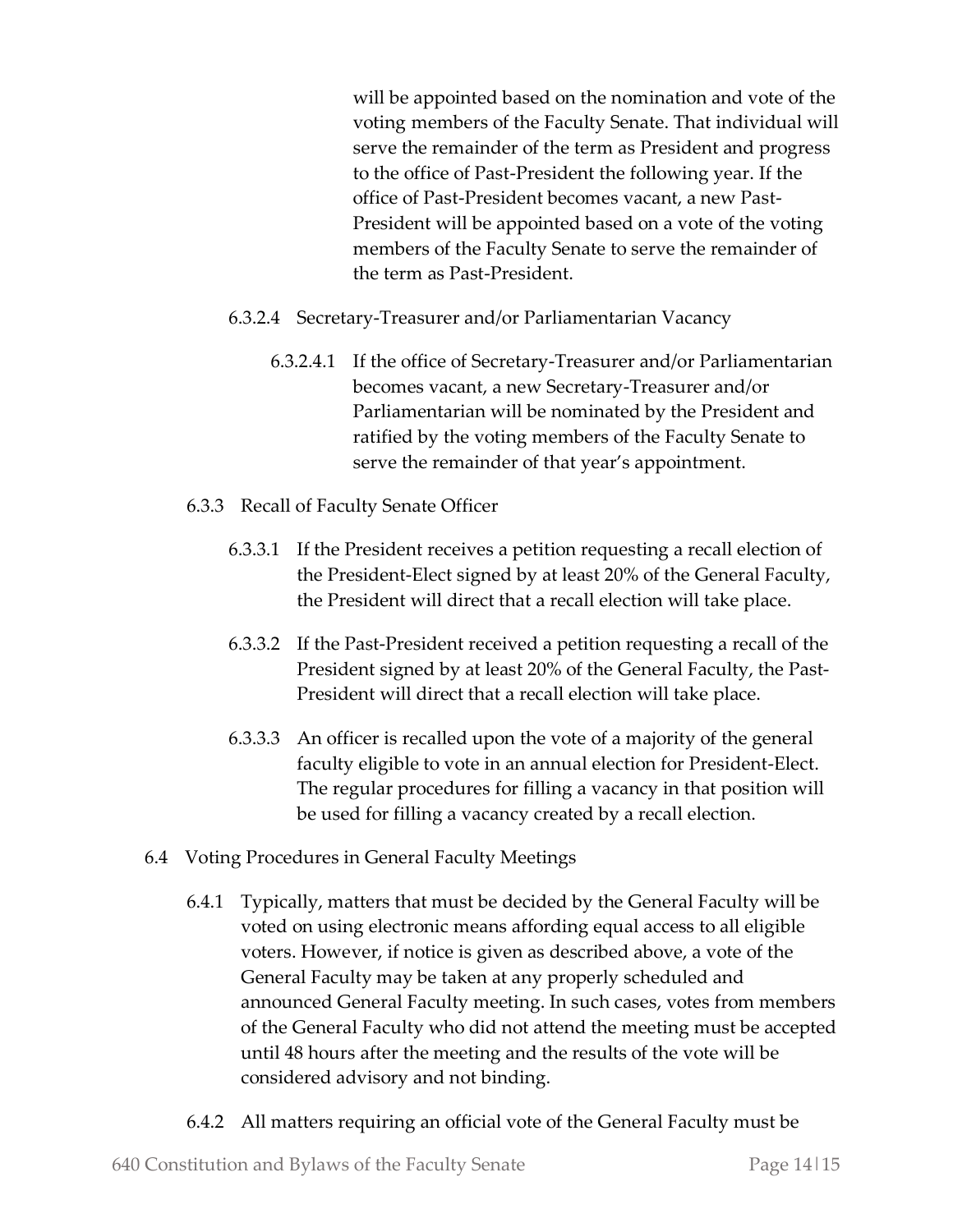will be appointed based on the nomination and vote of the voting members of the Faculty Senate. That individual will serve the remainder of the term as President and progress to the office of Past-President the following year. If the office of Past-President becomes vacant, a new Past-President will be appointed based on a vote of the voting members of the Faculty Senate to serve the remainder of the term as Past-President.

6.3.2.4 Secretary-Treasurer and/or Parliamentarian Vacancy

6.3.2.4.1 If the office of Secretary-Treasurer and/or Parliamentarian becomes vacant, a new Secretary-Treasurer and/or Parliamentarian will be nominated by the President and ratified by the voting members of the Faculty Senate to serve the remainder of that year's appointment.

6.3.3 Recall of Faculty Senate Officer

6.3.3.1 If the President receives a petition requesting a recall election of the President-Elect signed by at least 20% of the General Faculty, the President will direct that a recall election will take place.

6.3.3.2 If the Past-President received a petition requesting a recall of the President signed by at least 20% of the General Faculty, the Past-President will direct that a recall election will take place.

6.3.3.3 An officer is recalled upon the vote of a majority of the general faculty eligible to vote in an annual election for President-Elect. The regular procedures for filling a vacancy in that position will be used for filling a vacancy created by a recall election.

6.4 Voting Procedures in General Faculty Meetings

6.4.1 Typically, matters that must be decided by the General Faculty will be voted on using electronic means affording equal access to all eligible voters. However, if notice is given as described above, a vote of the General Faculty may be taken at any properly scheduled and announced General Faculty meeting. In such cases, votes from members of the General Faculty who did not attend the meeting must be accepted until 48 hours after the meeting and the results of the vote will be considered advisory and not binding.

6.4.2 All matters requiring an official vote of the General Faculty must be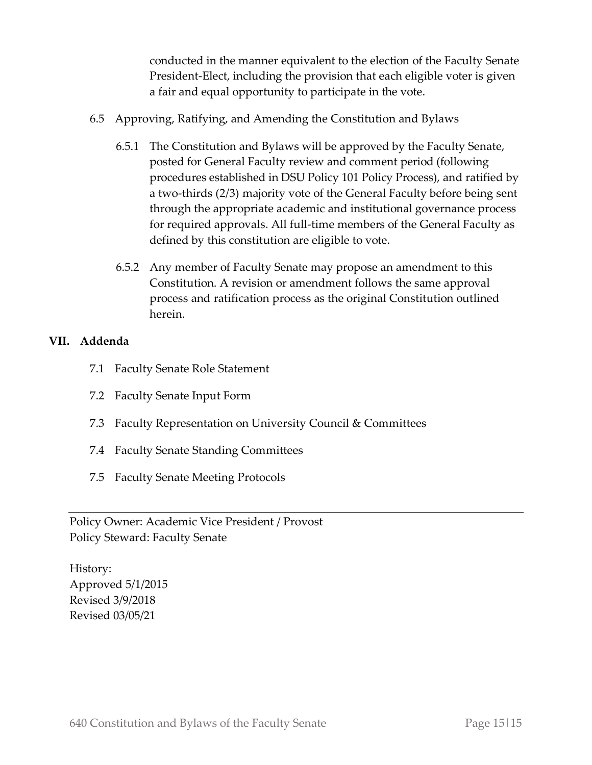conducted in the manner equivalent to the election of the Faculty Senate President-Elect, including the provision that each eligible voter is given a fair and equal opportunity to participate in the vote.

6.5 Approving, Ratifying, and Amending the Constitution and Bylaws

6.5.1 The Constitution and Bylaws will be approved by the Faculty Senate, posted for General Faculty review and comment period (following procedures established in DSU Policy 101 Policy Process), and ratified by a two-thirds (2/3) majority vote of the General Faculty before being sent through the appropriate academic and institutional governance process for required approvals. All full-time members of the General Faculty as defined by this constitution are eligible to vote.

6.5.2 Any member of Faculty Senate may propose an amendment to this Constitution. A revision or amendment follows the same approval process and ratification process as the original Constitution outlined herein.

## VII. Addenda

7.1 Faculty Senate Role Statement

7.2 Faculty Senate Input Form

7.3 Faculty Representation on University Council & Committees

7.4 Faculty Senate Standing Committees

7.5 Faculty Senate Meeting Protocols

---

Policy Owner: Academic Vice President / Provost
Policy Steward: Faculty Senate

History:
Approved 5/1/2015
Revised 3/9/2018
Revised 03/05/21